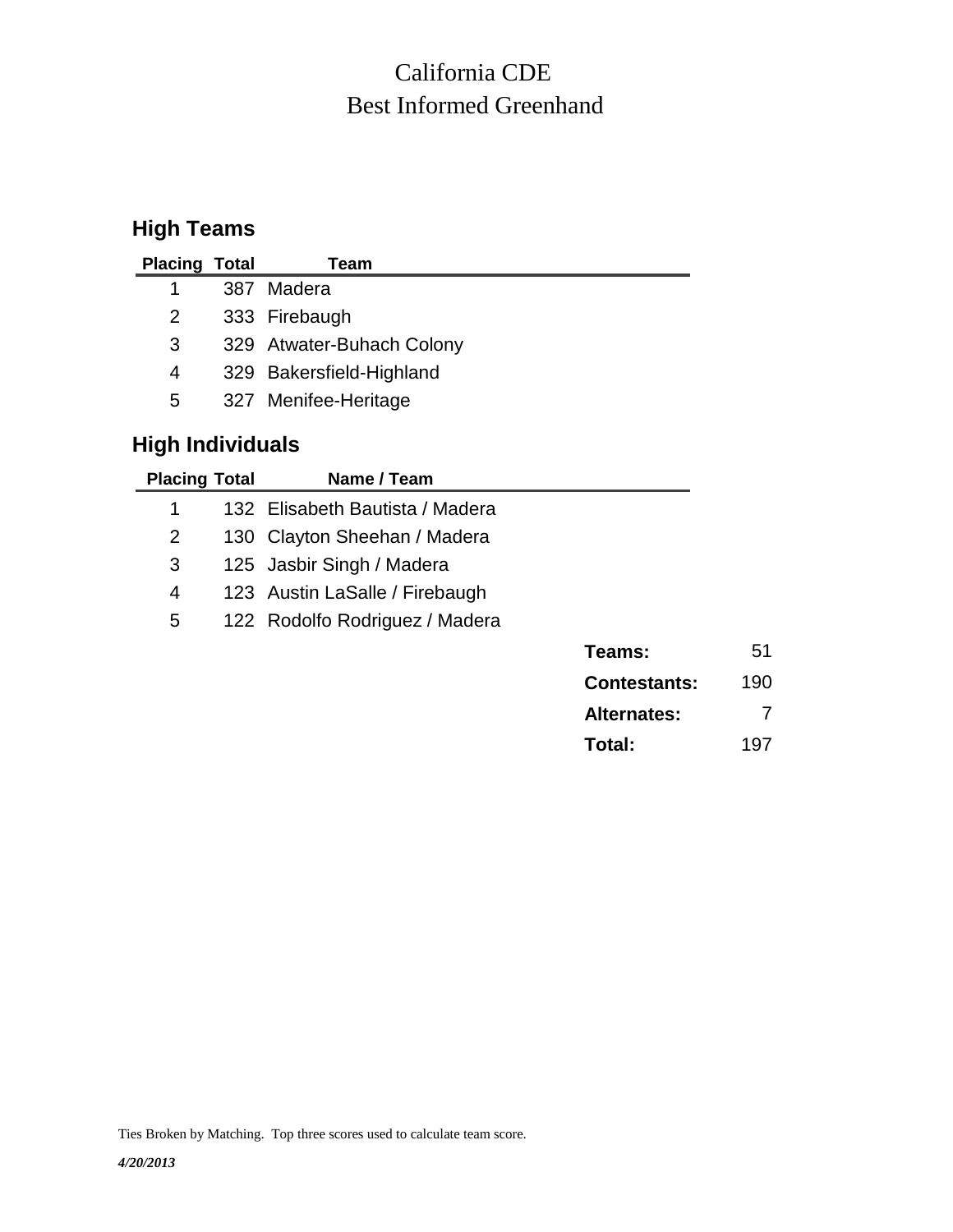# California CDE
# Best Informed Greenhand

## High Teams

| Placing | Total | Team |
|---|---|---|
| 1 | 387 | Madera |
| 2 | 333 | Firebaugh |
| 3 | 329 | Atwater-Buhach Colony |
| 4 | 329 | Bakersfield-Highland |
| 5 | 327 | Menifee-Heritage |

## High Individuals

| Placing | Total | Name / Team |
|---|---|---|
| 1 | 132 | Elisabeth Bautista / Madera |
| 2 | 130 | Clayton Sheehan / Madera |
| 3 | 125 | Jasbir Singh / Madera |
| 4 | 123 | Austin LaSalle / Firebaugh |
| 5 | 122 | Rodolfo Rodriguez / Madera |

| | |
|---|---|
| **Teams:** | 51 |
| **Contestants:** | 190 |
| **Alternates:** | 7 |
| **Total:** | 197 |

Ties Broken by Matching. Top three scores used to calculate team score.

***4/20/2013***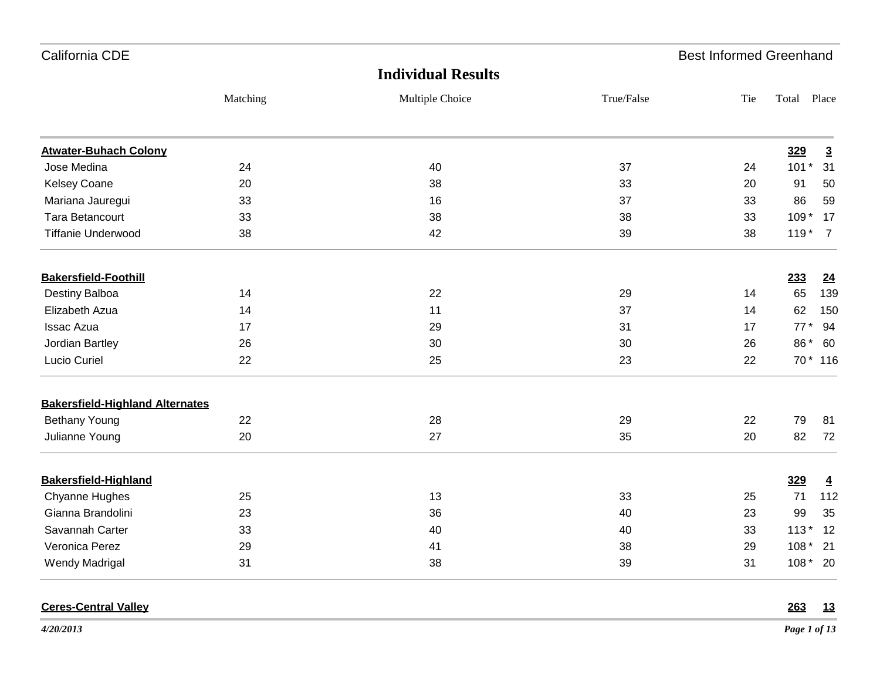California CDE — Best Informed Greenhand

## Individual Results

| | Matching | Multiple Choice | True/False | Tie | Total | Place |
|---|---|---|---|---|---|---|
| **Atwater-Buhach Colony** | | | | | **329** | **3** |
| Jose Medina | 24 | 40 | 37 | 24 | 101 * | 31 |
| Kelsey Coane | 20 | 38 | 33 | 20 | 91 | 50 |
| Mariana Jauregui | 33 | 16 | 37 | 33 | 86 | 59 |
| Tara Betancourt | 33 | 38 | 38 | 33 | 109 * | 17 |
| Tiffanie Underwood | 38 | 42 | 39 | 38 | 119 * | 7 |
| **Bakersfield-Foothill** | | | | | **233** | **24** |
| Destiny Balboa | 14 | 22 | 29 | 14 | 65 | 139 |
| Elizabeth Azua | 14 | 11 | 37 | 14 | 62 | 150 |
| Issac Azua | 17 | 29 | 31 | 17 | 77 * | 94 |
| Jordian Bartley | 26 | 30 | 30 | 26 | 86 * | 60 |
| Lucio Curiel | 22 | 25 | 23 | 22 | 70 * | 116 |
| **Bakersfield-Highland Alternates** | | | | | | |
| Bethany Young | 22 | 28 | 29 | 22 | 79 | 81 |
| Julianne Young | 20 | 27 | 35 | 20 | 82 | 72 |
| **Bakersfield-Highland** | | | | | **329** | **4** |
| Chyanne Hughes | 25 | 13 | 33 | 25 | 71 | 112 |
| Gianna Brandolini | 23 | 36 | 40 | 23 | 99 | 35 |
| Savannah Carter | 33 | 40 | 40 | 33 | 113 * | 12 |
| Veronica Perez | 29 | 41 | 38 | 29 | 108 * | 21 |
| Wendy Madrigal | 31 | 38 | 39 | 31 | 108 * | 20 |
| **Ceres-Central Valley** | | | | | **263** | **13** |

*4/20/2013*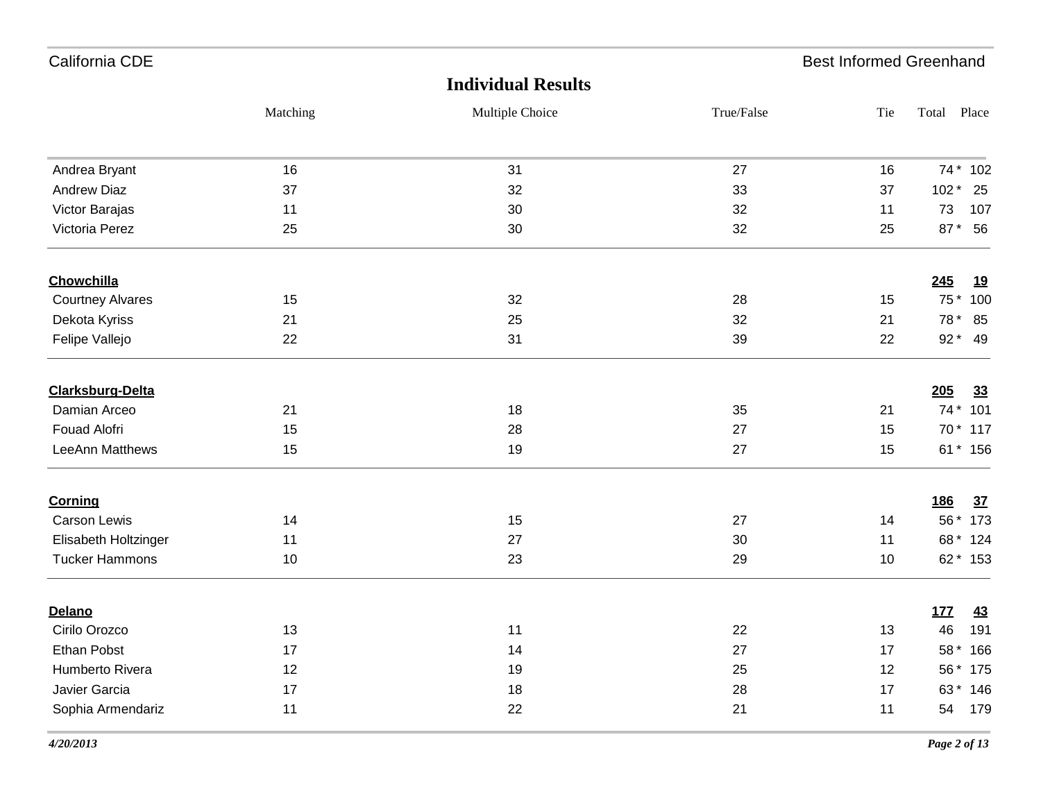## Individual Results

| | Matching | Multiple Choice | True/False | Tie | Total | Place |
|---|---|---|---|---|---|---|
| Andrea Bryant | 16 | 31 | 27 | 16 | 74 * | 102 |
| Andrew Diaz | 37 | 32 | 33 | 37 | 102 * | 25 |
| Victor Barajas | 11 | 30 | 32 | 11 | 73 | 107 |
| Victoria Perez | 25 | 30 | 32 | 25 | 87 * | 56 |
| **Chowchilla** | | | | | **245** | **19** |
| Courtney Alvares | 15 | 32 | 28 | 15 | 75 * | 100 |
| Dekota Kyriss | 21 | 25 | 32 | 21 | 78 * | 85 |
| Felipe Vallejo | 22 | 31 | 39 | 22 | 92 * | 49 |
| **Clarksburg-Delta** | | | | | **205** | **33** |
| Damian Arceo | 21 | 18 | 35 | 21 | 74 * | 101 |
| Fouad Alofri | 15 | 28 | 27 | 15 | 70 * | 117 |
| LeeAnn Matthews | 15 | 19 | 27 | 15 | 61 * | 156 |
| **Corning** | | | | | **186** | **37** |
| Carson Lewis | 14 | 15 | 27 | 14 | 56 * | 173 |
| Elisabeth Holtzinger | 11 | 27 | 30 | 11 | 68 * | 124 |
| Tucker Hammons | 10 | 23 | 29 | 10 | 62 * | 153 |
| **Delano** | | | | | **177** | **43** |
| Cirilo Orozco | 13 | 11 | 22 | 13 | 46 | 191 |
| Ethan Pobst | 17 | 14 | 27 | 17 | 58 * | 166 |
| Humberto Rivera | 12 | 19 | 25 | 12 | 56 * | 175 |
| Javier Garcia | 17 | 18 | 28 | 17 | 63 * | 146 |
| Sophia Armendariz | 11 | 22 | 21 | 11 | 54 | 179 |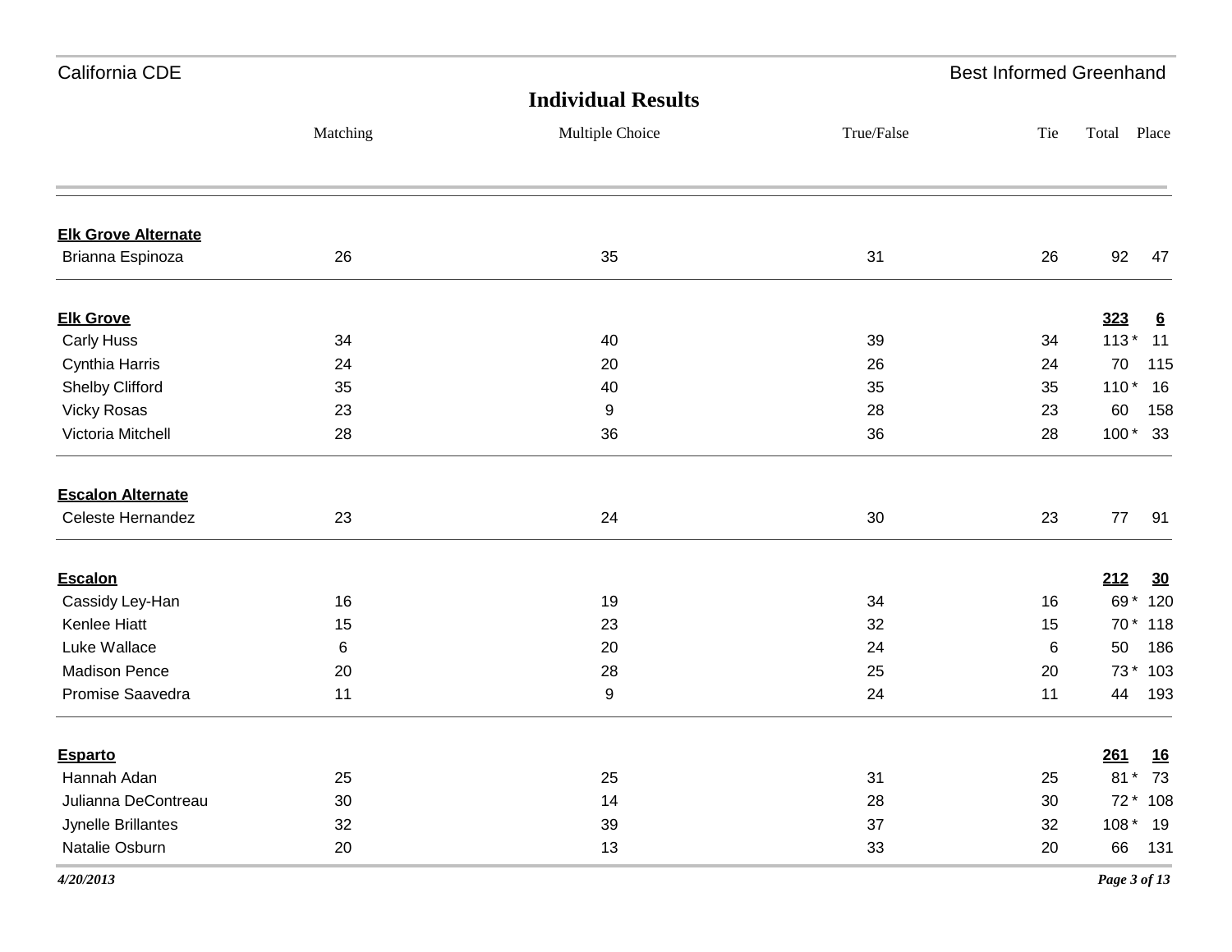California CDE — Best Informed Greenhand

## Individual Results

| | Matching | Multiple Choice | True/False | Tie | Total | Place |
|---|---|---|---|---|---|---|
| **Elk Grove Alternate** | | | | | | |
| Brianna Espinoza | 26 | 35 | 31 | 26 | 92 | 47 |
| **Elk Grove** | | | | | **323** | **6** |
| Carly Huss | 34 | 40 | 39 | 34 | 113 * | 11 |
| Cynthia Harris | 24 | 20 | 26 | 24 | 70 | 115 |
| Shelby Clifford | 35 | 40 | 35 | 35 | 110 * | 16 |
| Vicky Rosas | 23 | 9 | 28 | 23 | 60 | 158 |
| Victoria Mitchell | 28 | 36 | 36 | 28 | 100 * | 33 |
| **Escalon Alternate** | | | | | | |
| Celeste Hernandez | 23 | 24 | 30 | 23 | 77 | 91 |
| **Escalon** | | | | | **212** | **30** |
| Cassidy Ley-Han | 16 | 19 | 34 | 16 | 69 * | 120 |
| Kenlee Hiatt | 15 | 23 | 32 | 15 | 70 * | 118 |
| Luke Wallace | 6 | 20 | 24 | 6 | 50 | 186 |
| Madison Pence | 20 | 28 | 25 | 20 | 73 * | 103 |
| Promise Saavedra | 11 | 9 | 24 | 11 | 44 | 193 |
| **Esparto** | | | | | **261** | **16** |
| Hannah Adan | 25 | 25 | 31 | 25 | 81 * | 73 |
| Julianna DeContreau | 30 | 14 | 28 | 30 | 72 * | 108 |
| Jynelle Brillantes | 32 | 39 | 37 | 32 | 108 * | 19 |
| Natalie Osburn | 20 | 13 | 33 | 20 | 66 | 131 |

*4/20/2013*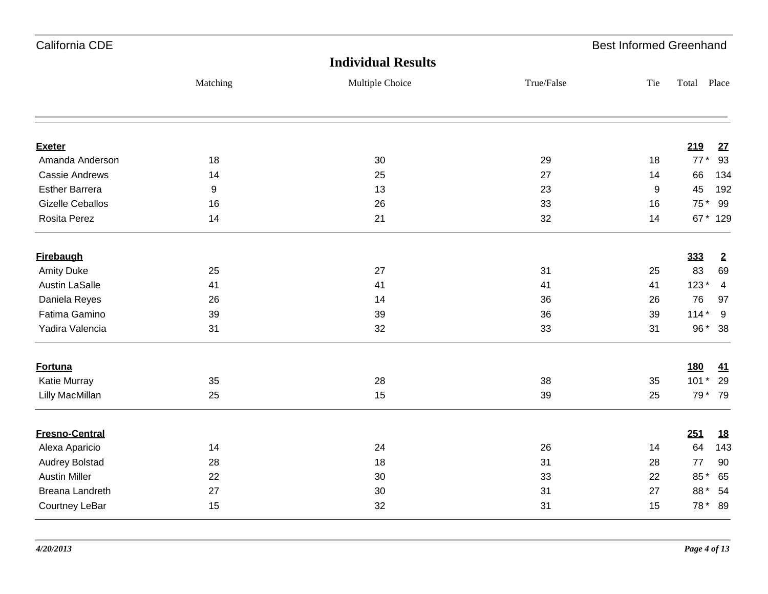California CDE — Best Informed Greenhand

## Individual Results

| | Matching | Multiple Choice | True/False | Tie | Total | Place |
|---|---|---|---|---|---|---|
| **Exeter** | | | | | **219** | **27** |
| Amanda Anderson | 18 | 30 | 29 | 18 | 77 * | 93 |
| Cassie Andrews | 14 | 25 | 27 | 14 | 66 | 134 |
| Esther Barrera | 9 | 13 | 23 | 9 | 45 | 192 |
| Gizelle Ceballos | 16 | 26 | 33 | 16 | 75 * | 99 |
| Rosita Perez | 14 | 21 | 32 | 14 | 67 * | 129 |
| **Firebaugh** | | | | | **333** | **2** |
| Amity Duke | 25 | 27 | 31 | 25 | 83 | 69 |
| Austin LaSalle | 41 | 41 | 41 | 41 | 123 * | 4 |
| Daniela Reyes | 26 | 14 | 36 | 26 | 76 | 97 |
| Fatima Gamino | 39 | 39 | 36 | 39 | 114 * | 9 |
| Yadira Valencia | 31 | 32 | 33 | 31 | 96 * | 38 |
| **Fortuna** | | | | | **180** | **41** |
| Katie Murray | 35 | 28 | 38 | 35 | 101 * | 29 |
| Lilly MacMillan | 25 | 15 | 39 | 25 | 79 * | 79 |
| **Fresno-Central** | | | | | **251** | **18** |
| Alexa Aparicio | 14 | 24 | 26 | 14 | 64 | 143 |
| Audrey Bolstad | 28 | 18 | 31 | 28 | 77 | 90 |
| Austin Miller | 22 | 30 | 33 | 22 | 85 * | 65 |
| Breana Landreth | 27 | 30 | 31 | 27 | 88 * | 54 |
| Courtney LeBar | 15 | 32 | 31 | 15 | 78 * | 89 |

*4/20/2013*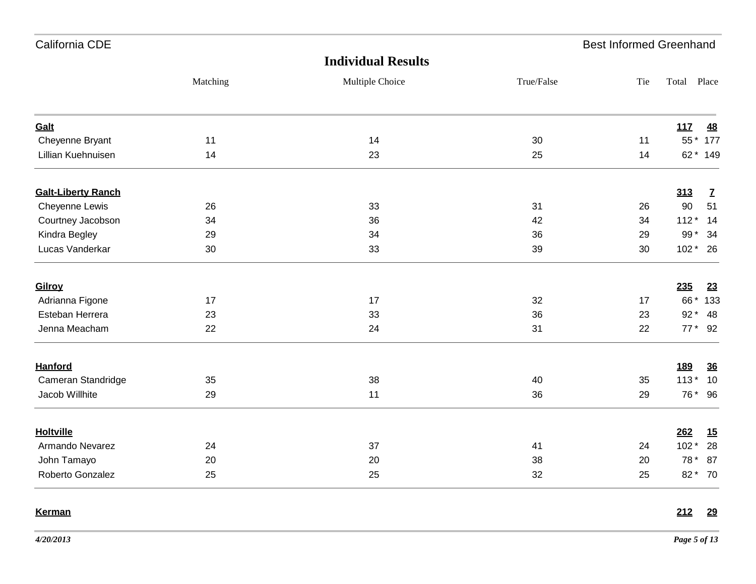California CDE — Best Informed Greenhand

## Individual Results

| | Matching | Multiple Choice | True/False | Tie | Total | Place |
|---|---|---|---|---|---|---|
| **Galt** | | | | | **117** | **48** |
| Cheyenne Bryant | 11 | 14 | 30 | 11 | 55 * | 177 |
| Lillian Kuehnuisen | 14 | 23 | 25 | 14 | 62 * | 149 |
| **Galt-Liberty Ranch** | | | | | **313** | **7** |
| Cheyenne Lewis | 26 | 33 | 31 | 26 | 90 | 51 |
| Courtney Jacobson | 34 | 36 | 42 | 34 | 112 * | 14 |
| Kindra Begley | 29 | 34 | 36 | 29 | 99 * | 34 |
| Lucas Vanderkar | 30 | 33 | 39 | 30 | 102 * | 26 |
| **Gilroy** | | | | | **235** | **23** |
| Adrianna Figone | 17 | 17 | 32 | 17 | 66 * | 133 |
| Esteban Herrera | 23 | 33 | 36 | 23 | 92 * | 48 |
| Jenna Meacham | 22 | 24 | 31 | 22 | 77 * | 92 |
| **Hanford** | | | | | **189** | **36** |
| Cameran Standridge | 35 | 38 | 40 | 35 | 113 * | 10 |
| Jacob Willhite | 29 | 11 | 36 | 29 | 76 * | 96 |
| **Holtville** | | | | | **262** | **15** |
| Armando Nevarez | 24 | 37 | 41 | 24 | 102 * | 28 |
| John Tamayo | 20 | 20 | 38 | 20 | 78 * | 87 |
| Roberto Gonzalez | 25 | 25 | 32 | 25 | 82 * | 70 |
| **Kerman** | | | | | **212** | **29** |

*4/20/2013*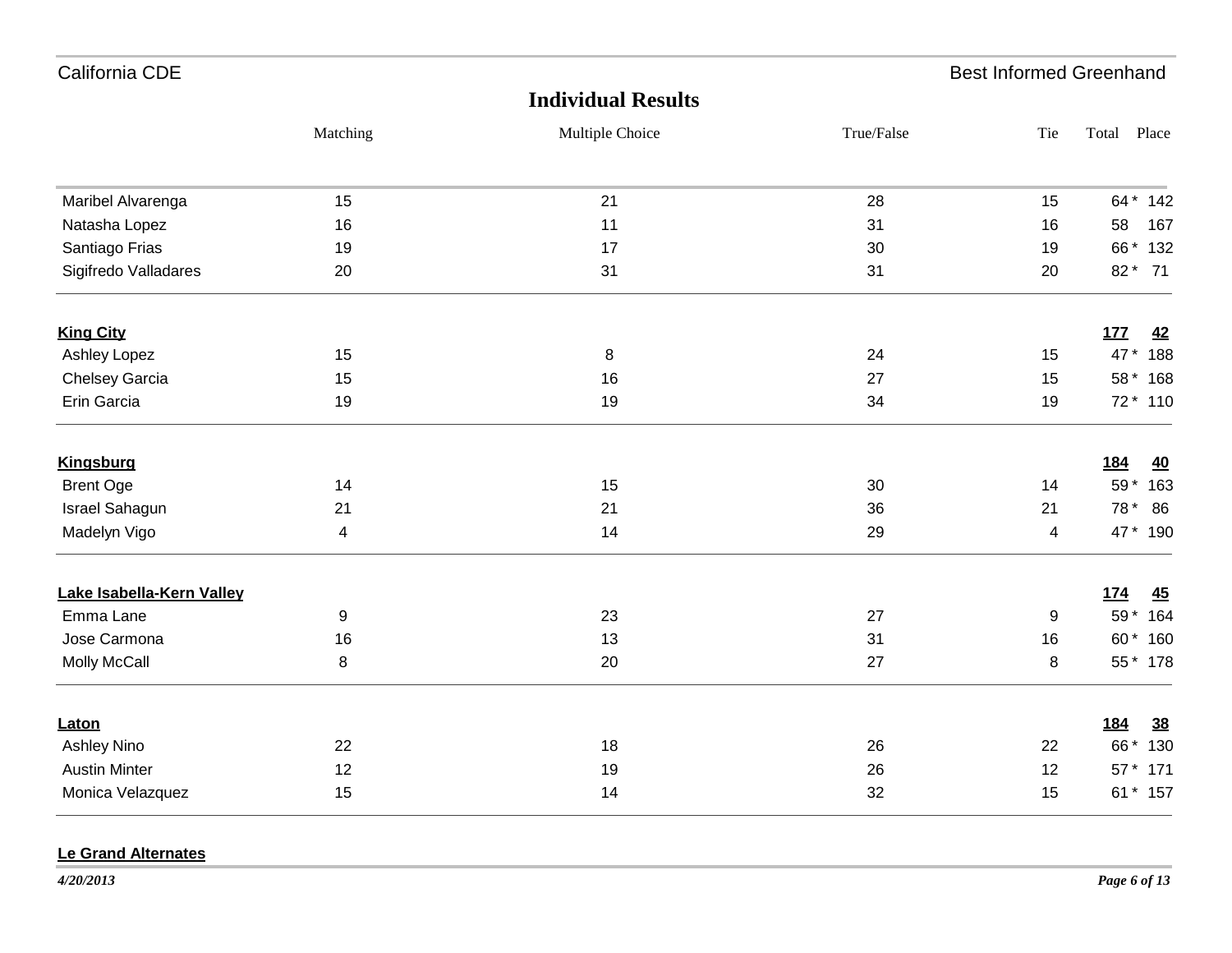California CDE — Best Informed Greenhand

## Individual Results

| | Matching | Multiple Choice | True/False | Tie | Total | Place |
|---|---|---|---|---|---|---|
| Maribel Alvarenga | 15 | 21 | 28 | 15 | 64 * | 142 |
| Natasha Lopez | 16 | 11 | 31 | 16 | 58 | 167 |
| Santiago Frias | 19 | 17 | 30 | 19 | 66 * | 132 |
| Sigifredo Valladares | 20 | 31 | 31 | 20 | 82 * | 71 |
| **King City** | | | | | **177** | **42** |
| Ashley Lopez | 15 | 8 | 24 | 15 | 47 * | 188 |
| Chelsey Garcia | 15 | 16 | 27 | 15 | 58 * | 168 |
| Erin Garcia | 19 | 19 | 34 | 19 | 72 * | 110 |
| **Kingsburg** | | | | | **184** | **40** |
| Brent Oge | 14 | 15 | 30 | 14 | 59 * | 163 |
| Israel Sahagun | 21 | 21 | 36 | 21 | 78 * | 86 |
| Madelyn Vigo | 4 | 14 | 29 | 4 | 47 * | 190 |
| **Lake Isabella-Kern Valley** | | | | | **174** | **45** |
| Emma Lane | 9 | 23 | 27 | 9 | 59 * | 164 |
| Jose Carmona | 16 | 13 | 31 | 16 | 60 * | 160 |
| Molly McCall | 8 | 20 | 27 | 8 | 55 * | 178 |
| **Laton** | | | | | **184** | **38** |
| Ashley Nino | 22 | 18 | 26 | 22 | 66 * | 130 |
| Austin Minter | 12 | 19 | 26 | 12 | 57 * | 171 |
| Monica Velazquez | 15 | 14 | 32 | 15 | 61 * | 157 |

**Le Grand Alternates**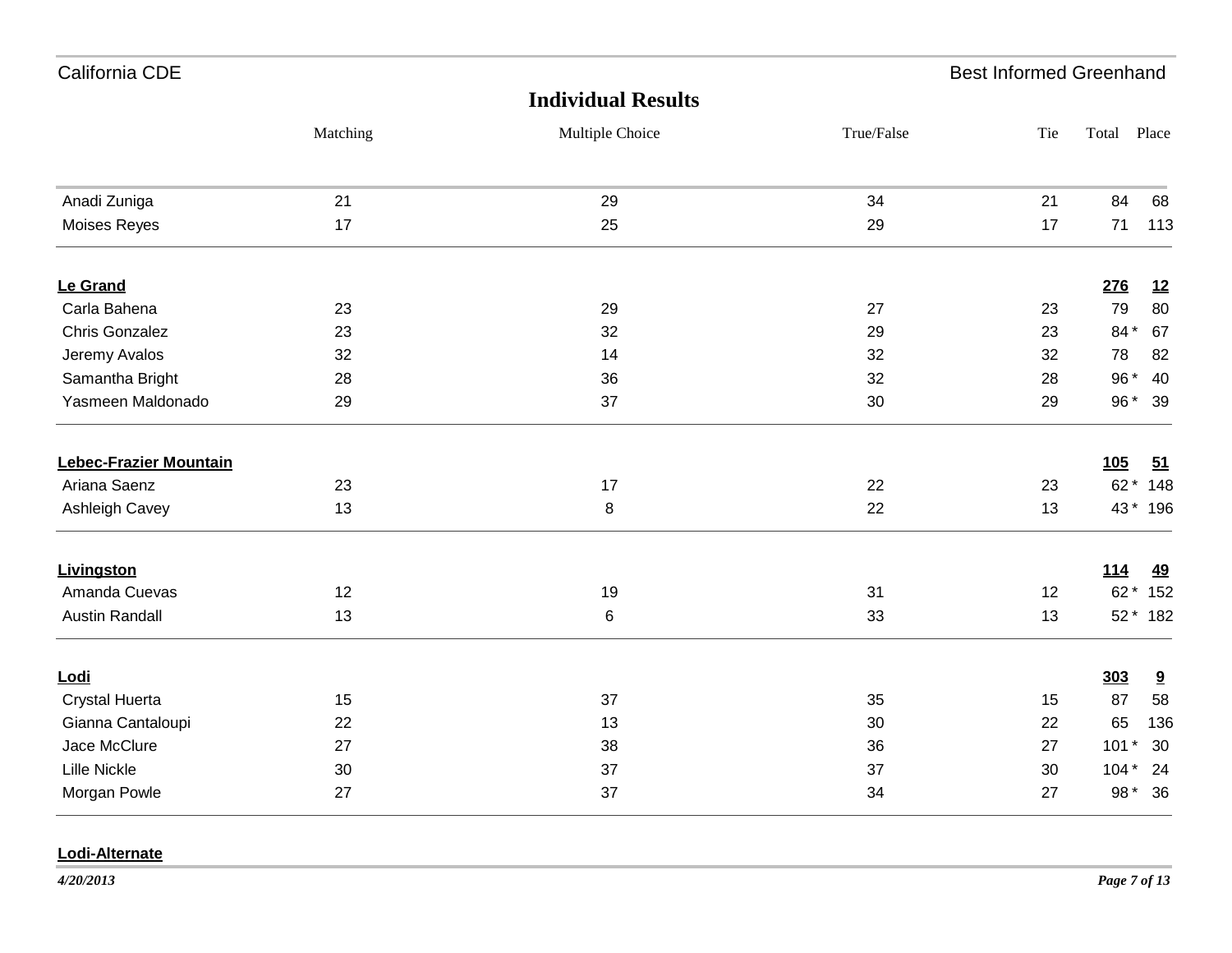## Individual Results

| | Matching | Multiple Choice | True/False | Tie | Total | Place |
|---|---|---|---|---|---|---|
| Anadi Zuniga | 21 | 29 | 34 | 21 | 84 | 68 |
| Moises Reyes | 17 | 25 | 29 | 17 | 71 | 113 |
| **Le Grand** | | | | | **276** | **12** |
| Carla Bahena | 23 | 29 | 27 | 23 | 79 | 80 |
| Chris Gonzalez | 23 | 32 | 29 | 23 | 84 * | 67 |
| Jeremy Avalos | 32 | 14 | 32 | 32 | 78 | 82 |
| Samantha Bright | 28 | 36 | 32 | 28 | 96 * | 40 |
| Yasmeen Maldonado | 29 | 37 | 30 | 29 | 96 * | 39 |
| **Lebec-Frazier Mountain** | | | | | **105** | **51** |
| Ariana Saenz | 23 | 17 | 22 | 23 | 62 * | 148 |
| Ashleigh Cavey | 13 | 8 | 22 | 13 | 43 * | 196 |
| **Livingston** | | | | | **114** | **49** |
| Amanda Cuevas | 12 | 19 | 31 | 12 | 62 * | 152 |
| Austin Randall | 13 | 6 | 33 | 13 | 52 * | 182 |
| **Lodi** | | | | | **303** | **9** |
| Crystal Huerta | 15 | 37 | 35 | 15 | 87 | 58 |
| Gianna Cantaloupi | 22 | 13 | 30 | 22 | 65 | 136 |
| Jace McClure | 27 | 38 | 36 | 27 | 101 * | 30 |
| Lille Nickle | 30 | 37 | 37 | 30 | 104 * | 24 |
| Morgan Powle | 27 | 37 | 34 | 27 | 98 * | 36 |
| **Lodi-Alternate** | | | | | | |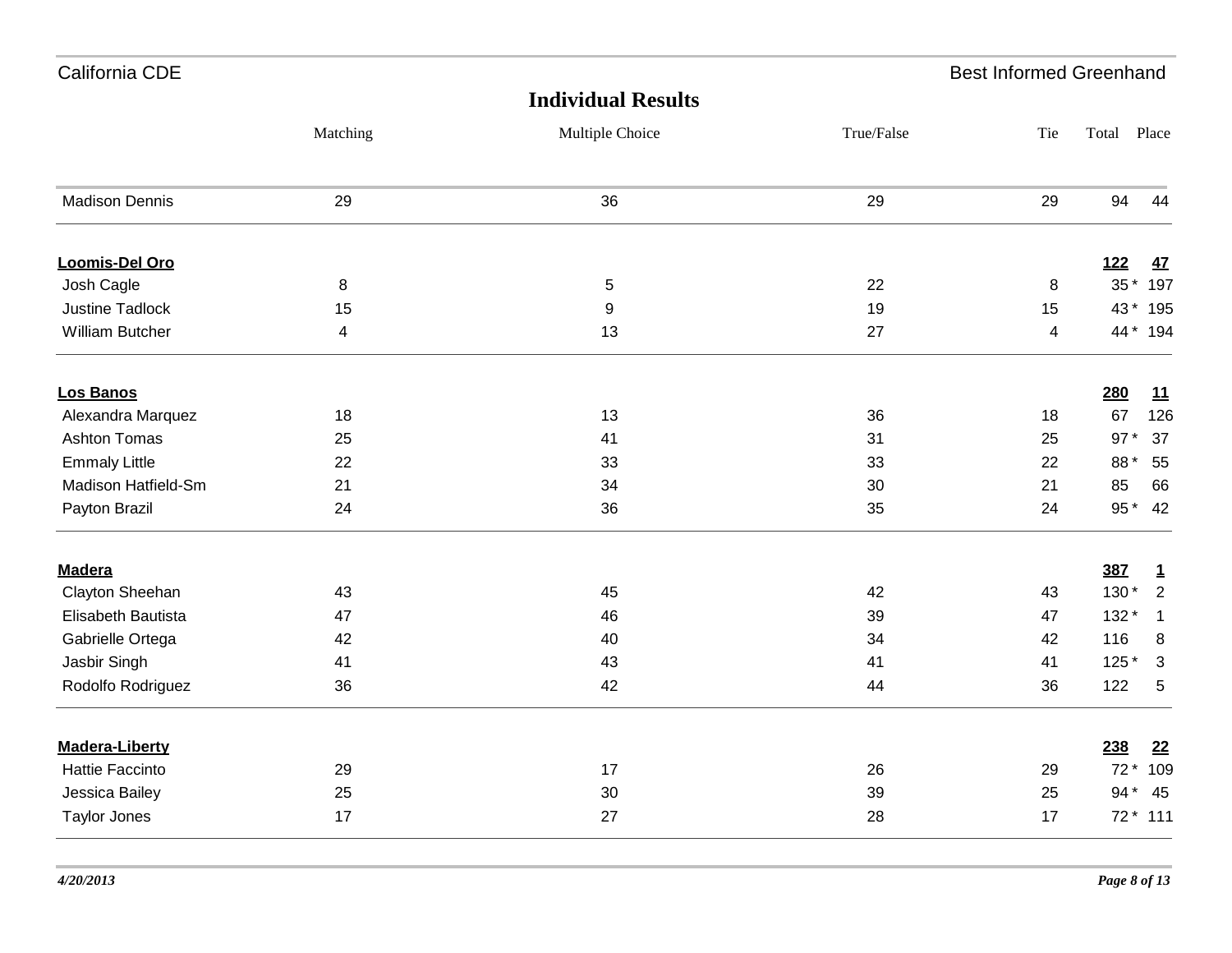## Individual Results

| | Matching | Multiple Choice | True/False | Tie | Total | Place |
|---|---|---|---|---|---|---|
| Madison Dennis | 29 | 36 | 29 | 29 | 94 | 44 |
| **Loomis-Del Oro** | | | | | **122** | **47** |
| Josh Cagle | 8 | 5 | 22 | 8 | 35 * | 197 |
| Justine Tadlock | 15 | 9 | 19 | 15 | 43 * | 195 |
| William Butcher | 4 | 13 | 27 | 4 | 44 * | 194 |
| **Los Banos** | | | | | **280** | **11** |
| Alexandra Marquez | 18 | 13 | 36 | 18 | 67 | 126 |
| Ashton Tomas | 25 | 41 | 31 | 25 | 97 * | 37 |
| Emmaly Little | 22 | 33 | 33 | 22 | 88 * | 55 |
| Madison Hatfield-Sm | 21 | 34 | 30 | 21 | 85 | 66 |
| Payton Brazil | 24 | 36 | 35 | 24 | 95 * | 42 |
| **Madera** | | | | | **387** | **1** |
| Clayton Sheehan | 43 | 45 | 42 | 43 | 130 * | 2 |
| Elisabeth Bautista | 47 | 46 | 39 | 47 | 132 * | 1 |
| Gabrielle Ortega | 42 | 40 | 34 | 42 | 116 | 8 |
| Jasbir Singh | 41 | 43 | 41 | 41 | 125 * | 3 |
| Rodolfo Rodriguez | 36 | 42 | 44 | 36 | 122 | 5 |
| **Madera-Liberty** | | | | | **238** | **22** |
| Hattie Faccinto | 29 | 17 | 26 | 29 | 72 * | 109 |
| Jessica Bailey | 25 | 30 | 39 | 25 | 94 * | 45 |
| Taylor Jones | 17 | 27 | 28 | 17 | 72 * | 111 |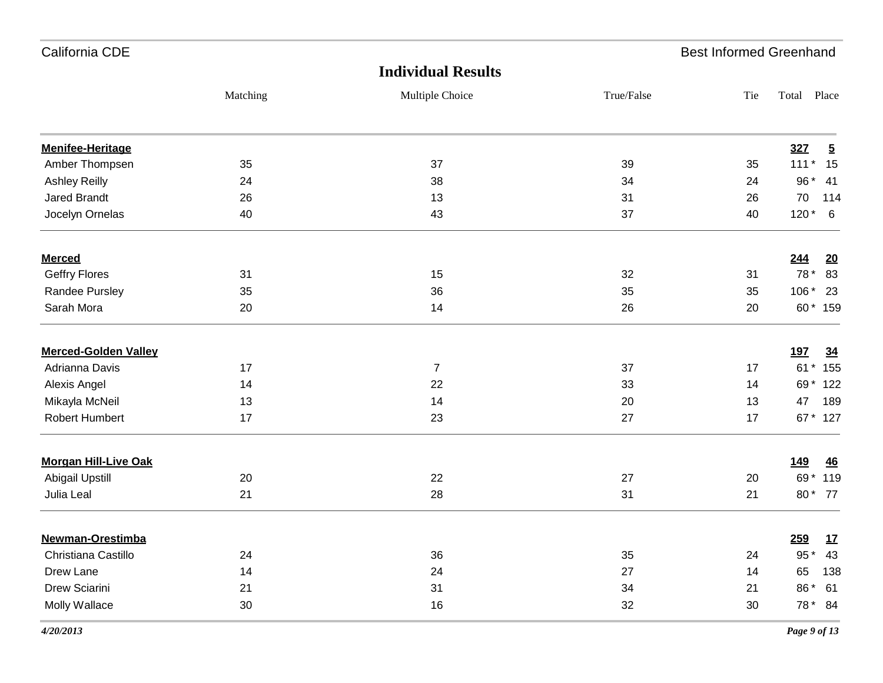## Individual Results

| | Matching | Multiple Choice | True/False | Tie | Total | Place |
|---|---|---|---|---|---|---|
| **Menifee-Heritage** | | | | | **327** | **5** |
| Amber Thompsen | 35 | 37 | 39 | 35 | 111 * | 15 |
| Ashley Reilly | 24 | 38 | 34 | 24 | 96 * | 41 |
| Jared Brandt | 26 | 13 | 31 | 26 | 70 | 114 |
| Jocelyn Ornelas | 40 | 43 | 37 | 40 | 120 * | 6 |
| **Merced** | | | | | **244** | **20** |
| Geffry Flores | 31 | 15 | 32 | 31 | 78 * | 83 |
| Randee Pursley | 35 | 36 | 35 | 35 | 106 * | 23 |
| Sarah Mora | 20 | 14 | 26 | 20 | 60 * | 159 |
| **Merced-Golden Valley** | | | | | **197** | **34** |
| Adrianna Davis | 17 | 7 | 37 | 17 | 61 * | 155 |
| Alexis Angel | 14 | 22 | 33 | 14 | 69 * | 122 |
| Mikayla McNeil | 13 | 14 | 20 | 13 | 47 | 189 |
| Robert Humbert | 17 | 23 | 27 | 17 | 67 * | 127 |
| **Morgan Hill-Live Oak** | | | | | **149** | **46** |
| Abigail Upstill | 20 | 22 | 27 | 20 | 69 * | 119 |
| Julia Leal | 21 | 28 | 31 | 21 | 80 * | 77 |
| **Newman-Orestimba** | | | | | **259** | **17** |
| Christiana Castillo | 24 | 36 | 35 | 24 | 95 * | 43 |
| Drew Lane | 14 | 24 | 27 | 14 | 65 | 138 |
| Drew Sciarini | 21 | 31 | 34 | 21 | 86 * | 61 |
| Molly Wallace | 30 | 16 | 32 | 30 | 78 * | 84 |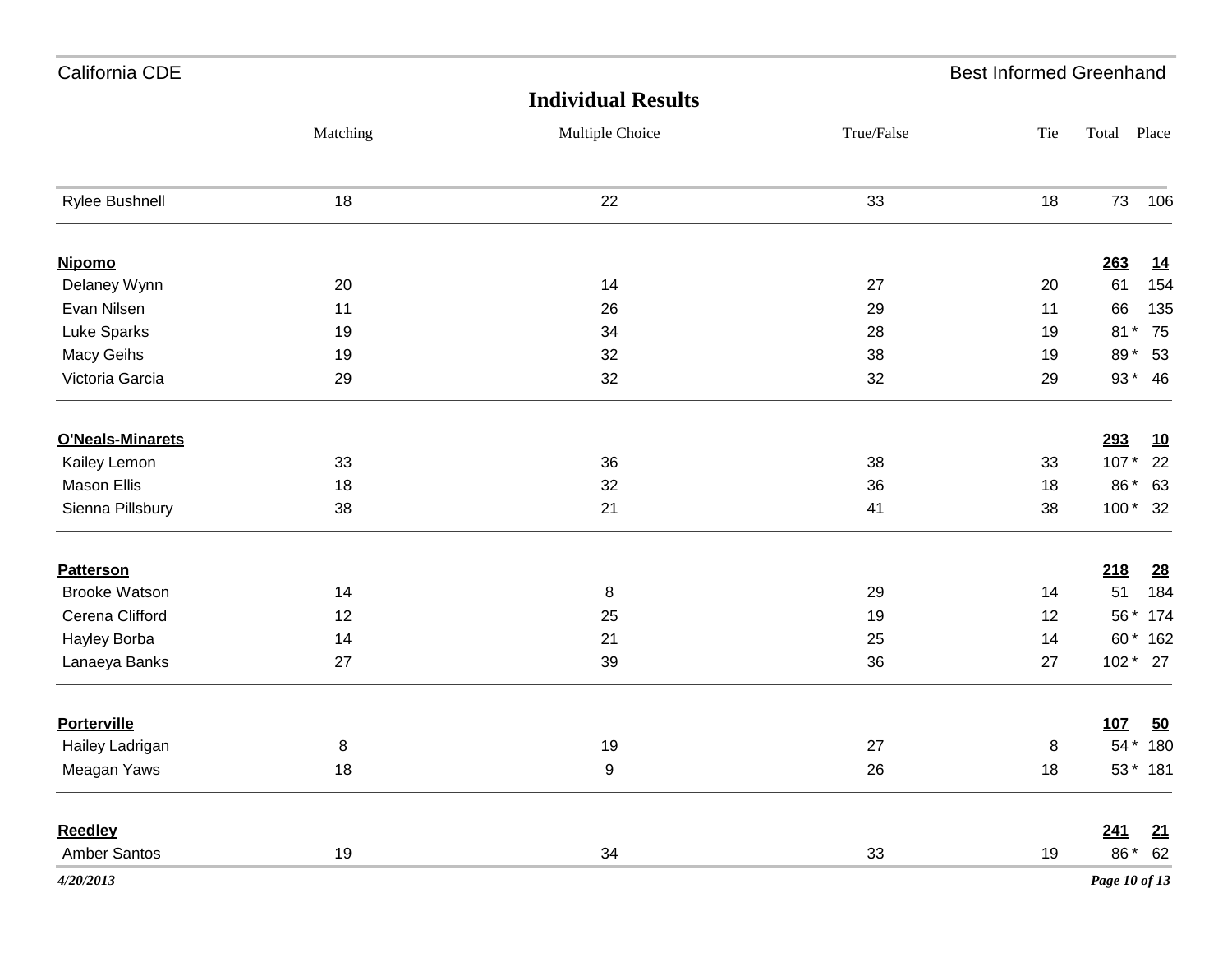## Individual Results

| | Matching | Multiple Choice | True/False | Tie | Total | Place |
|---|---|---|---|---|---|---|
| Rylee Bushnell | 18 | 22 | 33 | 18 | 73 | 106 |
| **Nipomo** | | | | | **263** | **14** |
| Delaney Wynn | 20 | 14 | 27 | 20 | 61 | 154 |
| Evan Nilsen | 11 | 26 | 29 | 11 | 66 | 135 |
| Luke Sparks | 19 | 34 | 28 | 19 | 81 * | 75 |
| Macy Geihs | 19 | 32 | 38 | 19 | 89 * | 53 |
| Victoria Garcia | 29 | 32 | 32 | 29 | 93 * | 46 |
| **O'Neals-Minarets** | | | | | **293** | **10** |
| Kailey Lemon | 33 | 36 | 38 | 33 | 107 * | 22 |
| Mason Ellis | 18 | 32 | 36 | 18 | 86 * | 63 |
| Sienna Pillsbury | 38 | 21 | 41 | 38 | 100 * | 32 |
| **Patterson** | | | | | **218** | **28** |
| Brooke Watson | 14 | 8 | 29 | 14 | 51 | 184 |
| Cerena Clifford | 12 | 25 | 19 | 12 | 56 * | 174 |
| Hayley Borba | 14 | 21 | 25 | 14 | 60 * | 162 |
| Lanaeya Banks | 27 | 39 | 36 | 27 | 102 * | 27 |
| **Porterville** | | | | | **107** | **50** |
| Hailey Ladrigan | 8 | 19 | 27 | 8 | 54 * | 180 |
| Meagan Yaws | 18 | 9 | 26 | 18 | 53 * | 181 |
| **Reedley** | | | | | **241** | **21** |
| Amber Santos | 19 | 34 | 33 | 19 | 86 * | 62 |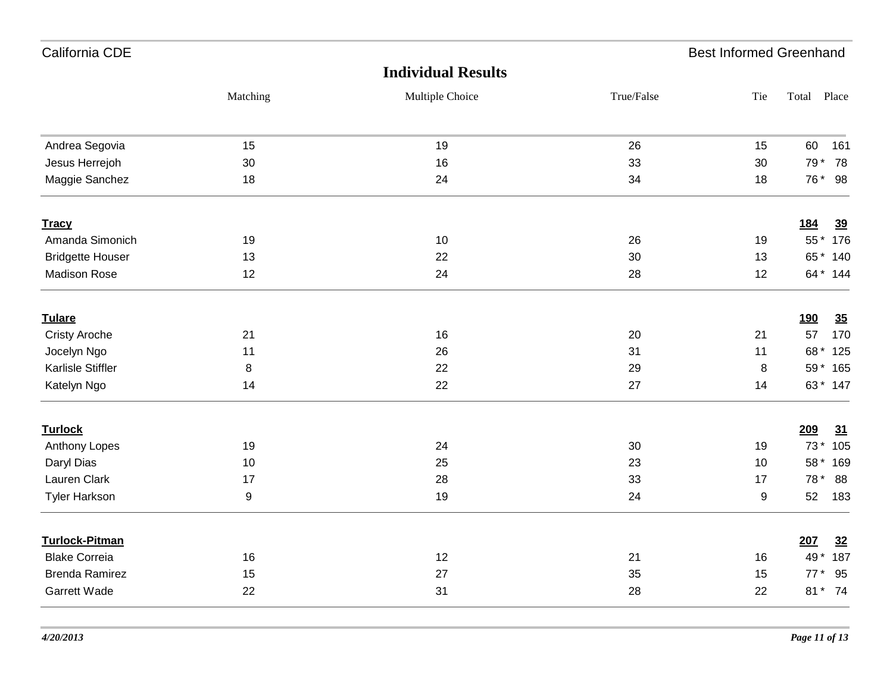## Individual Results

| | Matching | Multiple Choice | True/False | Tie | Total | Place |
|---|---|---|---|---|---|---|
| Andrea Segovia | 15 | 19 | 26 | 15 | 60 | 161 |
| Jesus Herrejoh | 30 | 16 | 33 | 30 | 79 * | 78 |
| Maggie Sanchez | 18 | 24 | 34 | 18 | 76 * | 98 |
| **Tracy** | | | | | **184** | **39** |
| Amanda Simonich | 19 | 10 | 26 | 19 | 55 * | 176 |
| Bridgette Houser | 13 | 22 | 30 | 13 | 65 * | 140 |
| Madison Rose | 12 | 24 | 28 | 12 | 64 * | 144 |
| **Tulare** | | | | | **190** | **35** |
| Cristy Aroche | 21 | 16 | 20 | 21 | 57 | 170 |
| Jocelyn Ngo | 11 | 26 | 31 | 11 | 68 * | 125 |
| Karlisle Stiffler | 8 | 22 | 29 | 8 | 59 * | 165 |
| Katelyn Ngo | 14 | 22 | 27 | 14 | 63 * | 147 |
| **Turlock** | | | | | **209** | **31** |
| Anthony Lopes | 19 | 24 | 30 | 19 | 73 * | 105 |
| Daryl Dias | 10 | 25 | 23 | 10 | 58 * | 169 |
| Lauren Clark | 17 | 28 | 33 | 17 | 78 * | 88 |
| Tyler Harkson | 9 | 19 | 24 | 9 | 52 | 183 |
| **Turlock-Pitman** | | | | | **207** | **32** |
| Blake Correia | 16 | 12 | 21 | 16 | 49 * | 187 |
| Brenda Ramirez | 15 | 27 | 35 | 15 | 77 * | 95 |
| Garrett Wade | 22 | 31 | 28 | 22 | 81 * | 74 |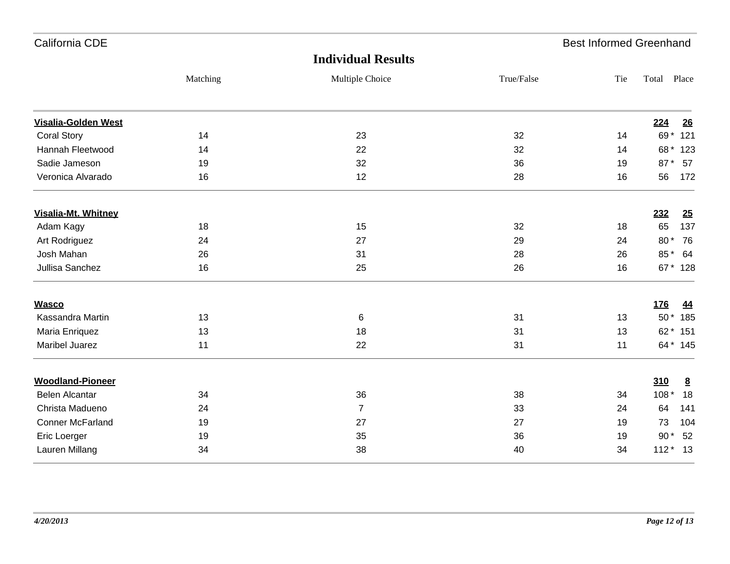California CDE — Best Informed Greenhand

# Individual Results

| | Matching | Multiple Choice | True/False | Tie | Total | Place |
|---|---|---|---|---|---|---|
| **Visalia-Golden West** | | | | | **224** | **26** |
| Coral Story | 14 | 23 | 32 | 14 | 69 * | 121 |
| Hannah Fleetwood | 14 | 22 | 32 | 14 | 68 * | 123 |
| Sadie Jameson | 19 | 32 | 36 | 19 | 87 * | 57 |
| Veronica Alvarado | 16 | 12 | 28 | 16 | 56 | 172 |
| **Visalia-Mt. Whitney** | | | | | **232** | **25** |
| Adam Kagy | 18 | 15 | 32 | 18 | 65 | 137 |
| Art Rodriguez | 24 | 27 | 29 | 24 | 80 * | 76 |
| Josh Mahan | 26 | 31 | 28 | 26 | 85 * | 64 |
| Jullisa Sanchez | 16 | 25 | 26 | 16 | 67 * | 128 |
| **Wasco** | | | | | **176** | **44** |
| Kassandra Martin | 13 | 6 | 31 | 13 | 50 * | 185 |
| Maria Enriquez | 13 | 18 | 31 | 13 | 62 * | 151 |
| Maribel Juarez | 11 | 22 | 31 | 11 | 64 * | 145 |
| **Woodland-Pioneer** | | | | | **310** | **8** |
| Belen Alcantar | 34 | 36 | 38 | 34 | 108 * | 18 |
| Christa Madueno | 24 | 7 | 33 | 24 | 64 | 141 |
| Conner McFarland | 19 | 27 | 27 | 19 | 73 | 104 |
| Eric Loerger | 19 | 35 | 36 | 19 | 90 * | 52 |
| Lauren Millang | 34 | 38 | 40 | 34 | 112 * | 13 |

*4/20/2013*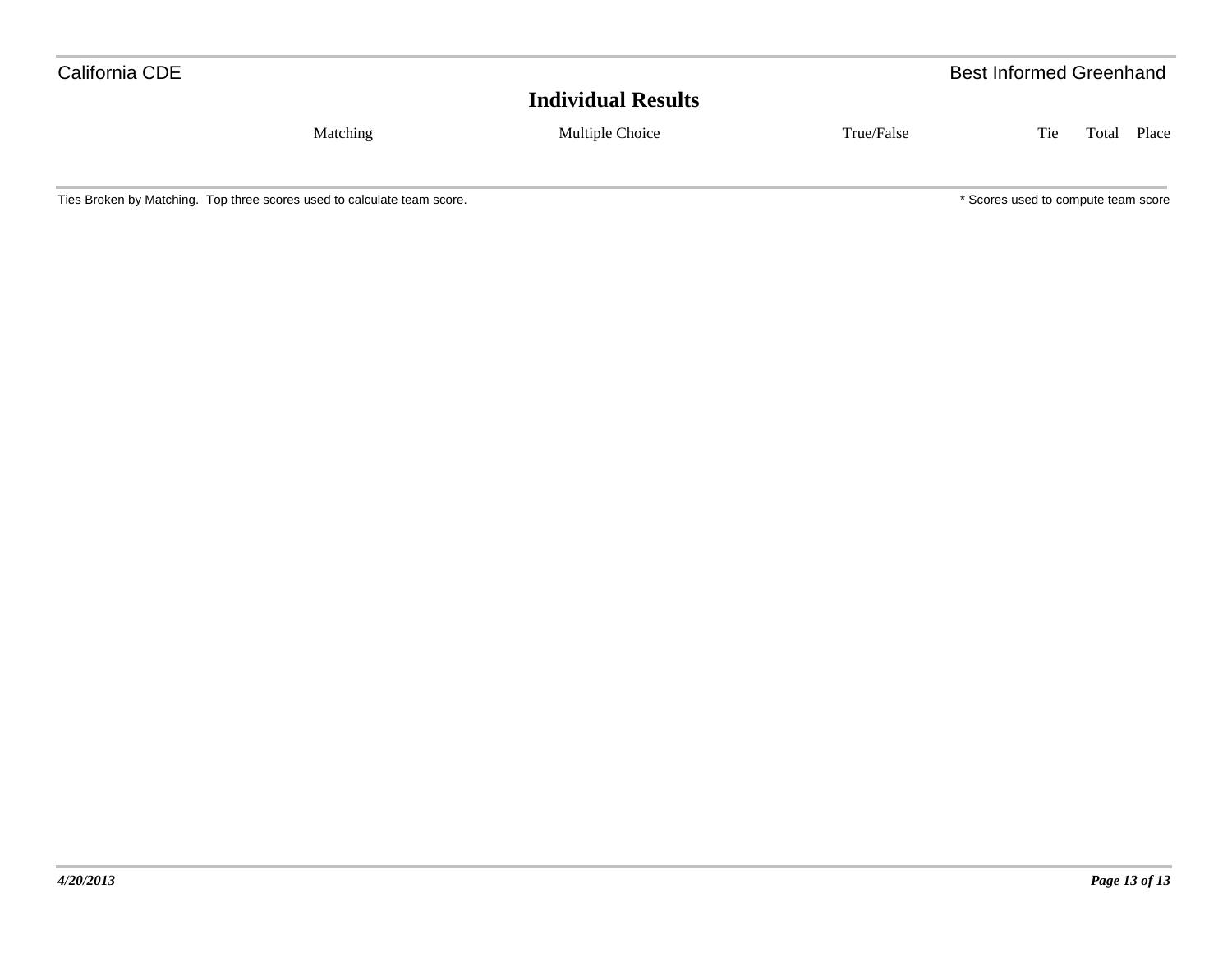## Individual Results

| Matching | Multiple Choice | True/False | Tie | Total | Place |
|---|---|---|---|---|---|

Ties Broken by Matching. Top three scores used to calculate team score.

\* Scores used to compute team score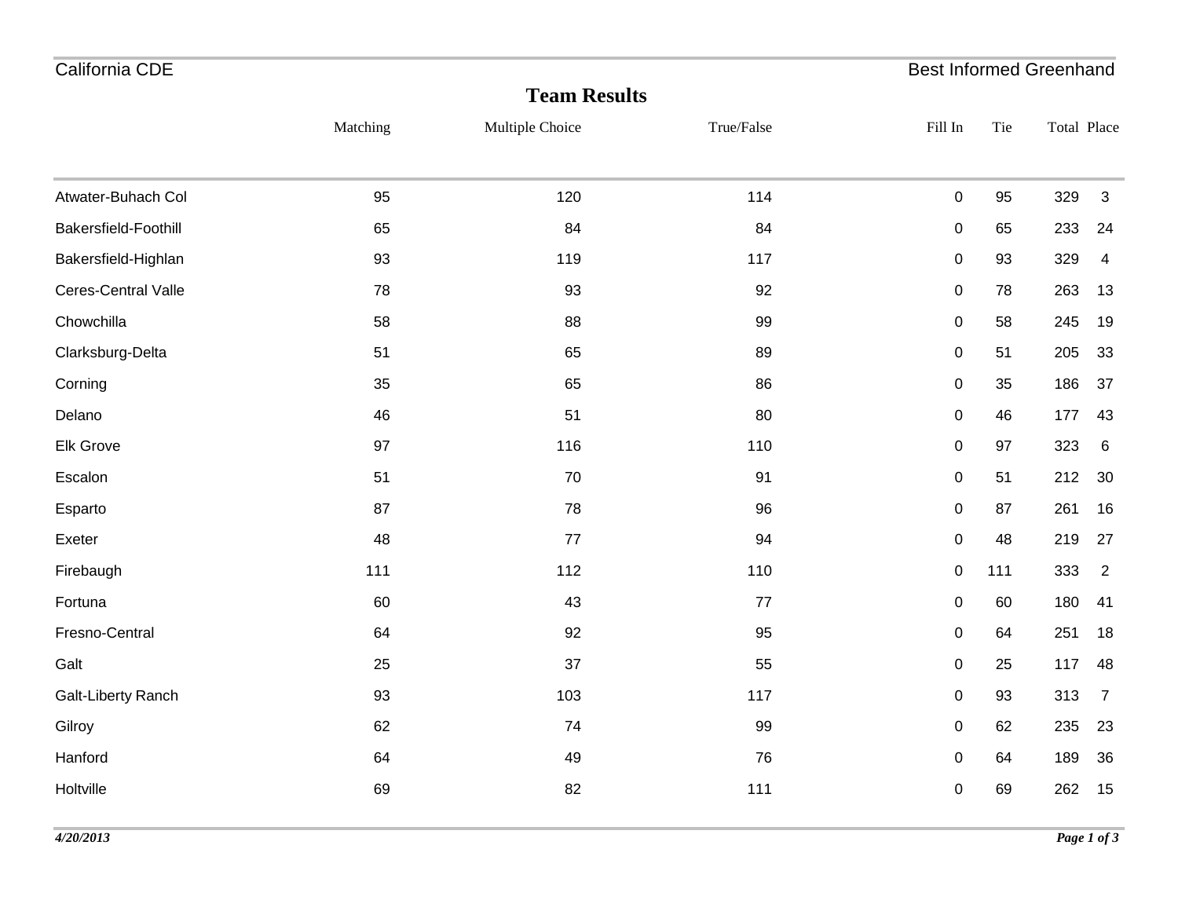California CDE

Best Informed Greenhand

## Team Results

| | Matching | Multiple Choice | True/False | Fill In | Tie | Total | Place |
|---|---|---|---|---|---|---|---|
| Atwater-Buhach Col | 95 | 120 | 114 | 0 | 95 | 329 | 3 |
| Bakersfield-Foothill | 65 | 84 | 84 | 0 | 65 | 233 | 24 |
| Bakersfield-Highlan | 93 | 119 | 117 | 0 | 93 | 329 | 4 |
| Ceres-Central Valle | 78 | 93 | 92 | 0 | 78 | 263 | 13 |
| Chowchilla | 58 | 88 | 99 | 0 | 58 | 245 | 19 |
| Clarksburg-Delta | 51 | 65 | 89 | 0 | 51 | 205 | 33 |
| Corning | 35 | 65 | 86 | 0 | 35 | 186 | 37 |
| Delano | 46 | 51 | 80 | 0 | 46 | 177 | 43 |
| Elk Grove | 97 | 116 | 110 | 0 | 97 | 323 | 6 |
| Escalon | 51 | 70 | 91 | 0 | 51 | 212 | 30 |
| Esparto | 87 | 78 | 96 | 0 | 87 | 261 | 16 |
| Exeter | 48 | 77 | 94 | 0 | 48 | 219 | 27 |
| Firebaugh | 111 | 112 | 110 | 0 | 111 | 333 | 2 |
| Fortuna | 60 | 43 | 77 | 0 | 60 | 180 | 41 |
| Fresno-Central | 64 | 92 | 95 | 0 | 64 | 251 | 18 |
| Galt | 25 | 37 | 55 | 0 | 25 | 117 | 48 |
| Galt-Liberty Ranch | 93 | 103 | 117 | 0 | 93 | 313 | 7 |
| Gilroy | 62 | 74 | 99 | 0 | 62 | 235 | 23 |
| Hanford | 64 | 49 | 76 | 0 | 64 | 189 | 36 |
| Holtville | 69 | 82 | 111 | 0 | 69 | 262 | 15 |

*4/20/2013*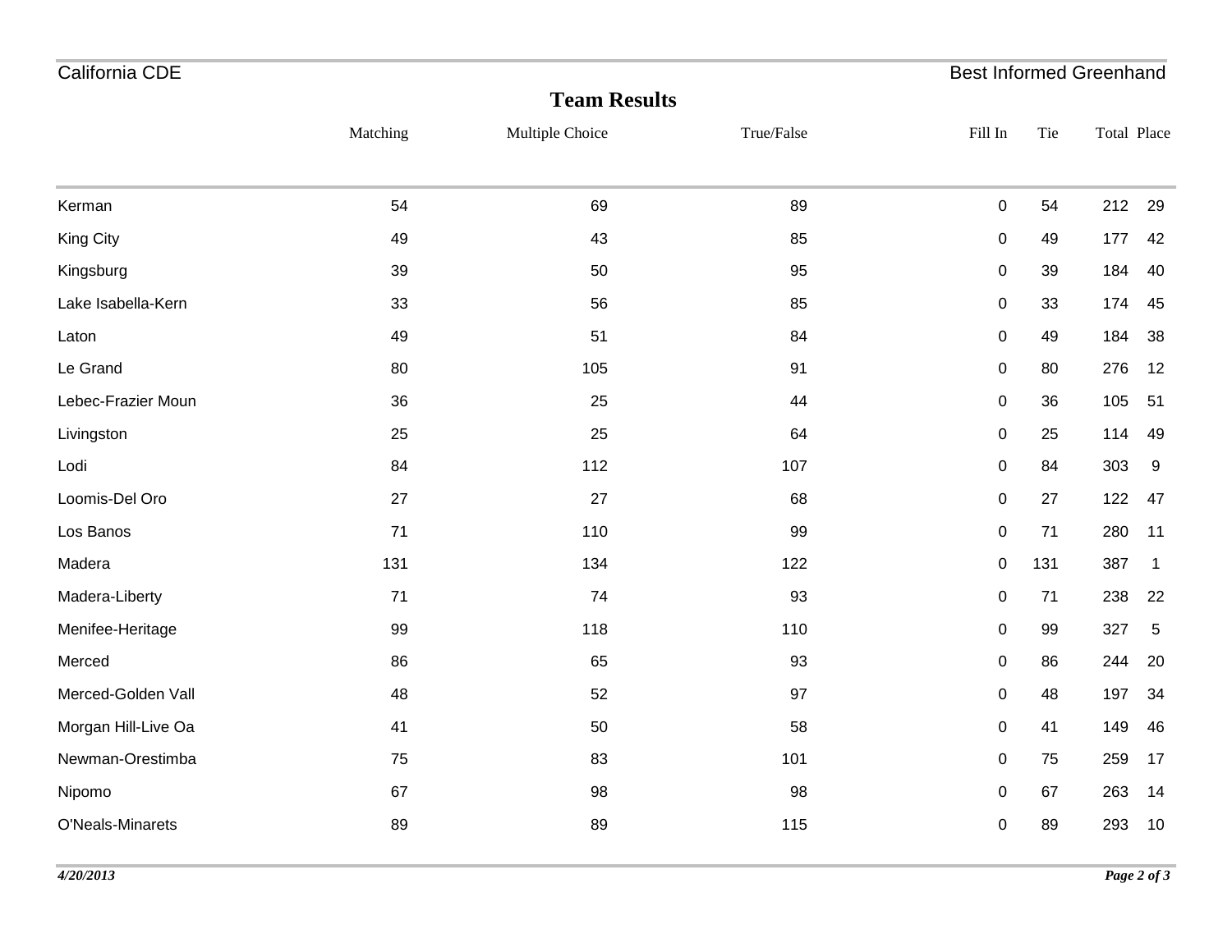## Team Results

| | Matching | Multiple Choice | True/False | Fill In | Tie | Total | Place |
|---|---|---|---|---|---|---|---|
| Kerman | 54 | 69 | 89 | 0 | 54 | 212 | 29 |
| King City | 49 | 43 | 85 | 0 | 49 | 177 | 42 |
| Kingsburg | 39 | 50 | 95 | 0 | 39 | 184 | 40 |
| Lake Isabella-Kern | 33 | 56 | 85 | 0 | 33 | 174 | 45 |
| Laton | 49 | 51 | 84 | 0 | 49 | 184 | 38 |
| Le Grand | 80 | 105 | 91 | 0 | 80 | 276 | 12 |
| Lebec-Frazier Moun | 36 | 25 | 44 | 0 | 36 | 105 | 51 |
| Livingston | 25 | 25 | 64 | 0 | 25 | 114 | 49 |
| Lodi | 84 | 112 | 107 | 0 | 84 | 303 | 9 |
| Loomis-Del Oro | 27 | 27 | 68 | 0 | 27 | 122 | 47 |
| Los Banos | 71 | 110 | 99 | 0 | 71 | 280 | 11 |
| Madera | 131 | 134 | 122 | 0 | 131 | 387 | 1 |
| Madera-Liberty | 71 | 74 | 93 | 0 | 71 | 238 | 22 |
| Menifee-Heritage | 99 | 118 | 110 | 0 | 99 | 327 | 5 |
| Merced | 86 | 65 | 93 | 0 | 86 | 244 | 20 |
| Merced-Golden Vall | 48 | 52 | 97 | 0 | 48 | 197 | 34 |
| Morgan Hill-Live Oa | 41 | 50 | 58 | 0 | 41 | 149 | 46 |
| Newman-Orestimba | 75 | 83 | 101 | 0 | 75 | 259 | 17 |
| Nipomo | 67 | 98 | 98 | 0 | 67 | 263 | 14 |
| O'Neals-Minarets | 89 | 89 | 115 | 0 | 89 | 293 | 10 |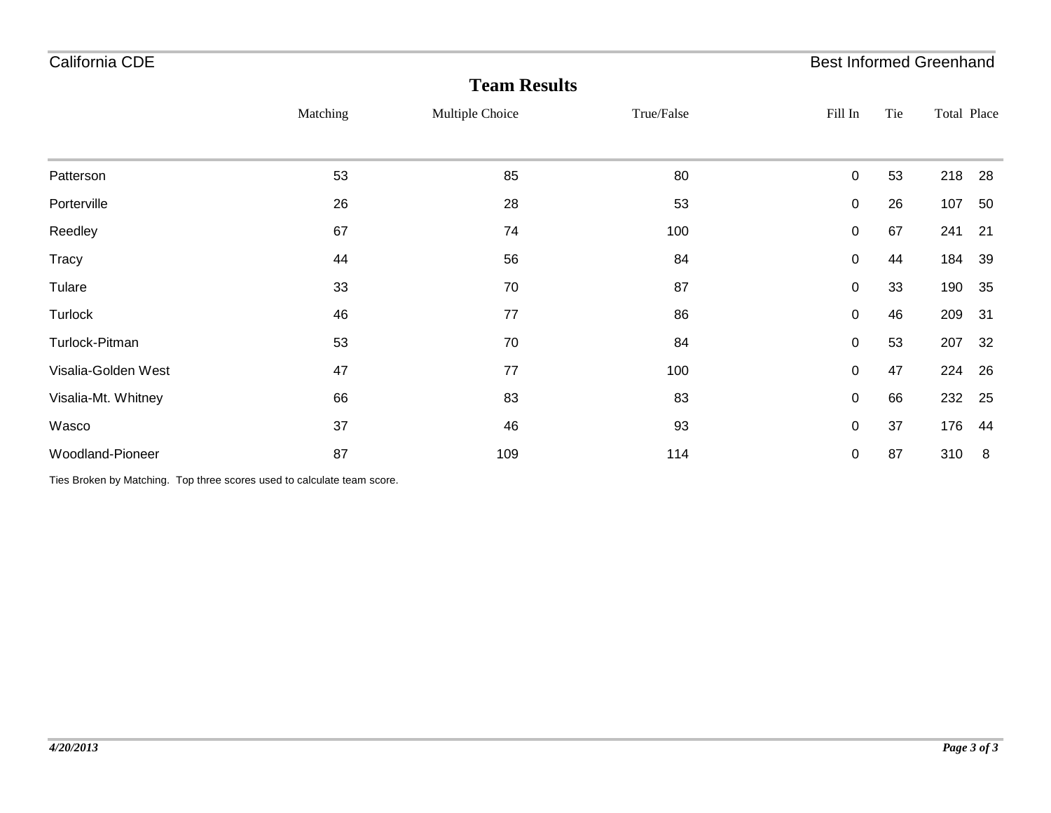## Team Results

| | Matching | Multiple Choice | True/False | Fill In | Tie | Total | Place |
|---|---|---|---|---|---|---|---|
| Patterson | 53 | 85 | 80 | 0 | 53 | 218 | 28 |
| Porterville | 26 | 28 | 53 | 0 | 26 | 107 | 50 |
| Reedley | 67 | 74 | 100 | 0 | 67 | 241 | 21 |
| Tracy | 44 | 56 | 84 | 0 | 44 | 184 | 39 |
| Tulare | 33 | 70 | 87 | 0 | 33 | 190 | 35 |
| Turlock | 46 | 77 | 86 | 0 | 46 | 209 | 31 |
| Turlock-Pitman | 53 | 70 | 84 | 0 | 53 | 207 | 32 |
| Visalia-Golden West | 47 | 77 | 100 | 0 | 47 | 224 | 26 |
| Visalia-Mt. Whitney | 66 | 83 | 83 | 0 | 66 | 232 | 25 |
| Wasco | 37 | 46 | 93 | 0 | 37 | 176 | 44 |
| Woodland-Pioneer | 87 | 109 | 114 | 0 | 87 | 310 | 8 |

Ties Broken by Matching. Top three scores used to calculate team score.